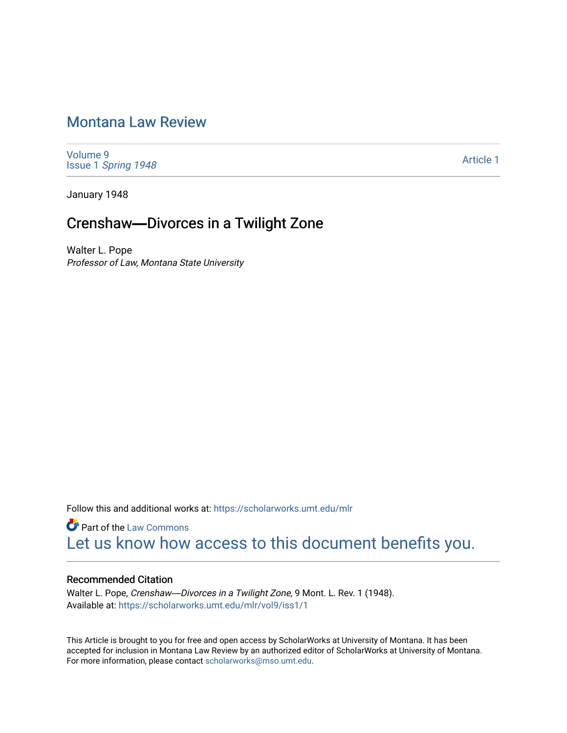# Montana Law Review

Volume 9
Issue 1 *Spring 1948*

Article 1

January 1948

## Crenshaw—Divorces in a Twilight Zone

Walter L. Pope
*Professor of Law, Montana State University*

Follow this and additional works at: https://scholarworks.umt.edu/mlr

Part of the Law Commons
Let us know how access to this document benefits you.

### Recommended Citation

Walter L. Pope, *Crenshaw—Divorces in a Twilight Zone,* 9 Mont. L. Rev. 1 (1948).
Available at: https://scholarworks.umt.edu/mlr/vol9/iss1/1

This Article is brought to you for free and open access by ScholarWorks at University of Montana. It has been accepted for inclusion in Montana Law Review by an authorized editor of ScholarWorks at University of Montana. For more information, please contact scholarworks@mso.umt.edu.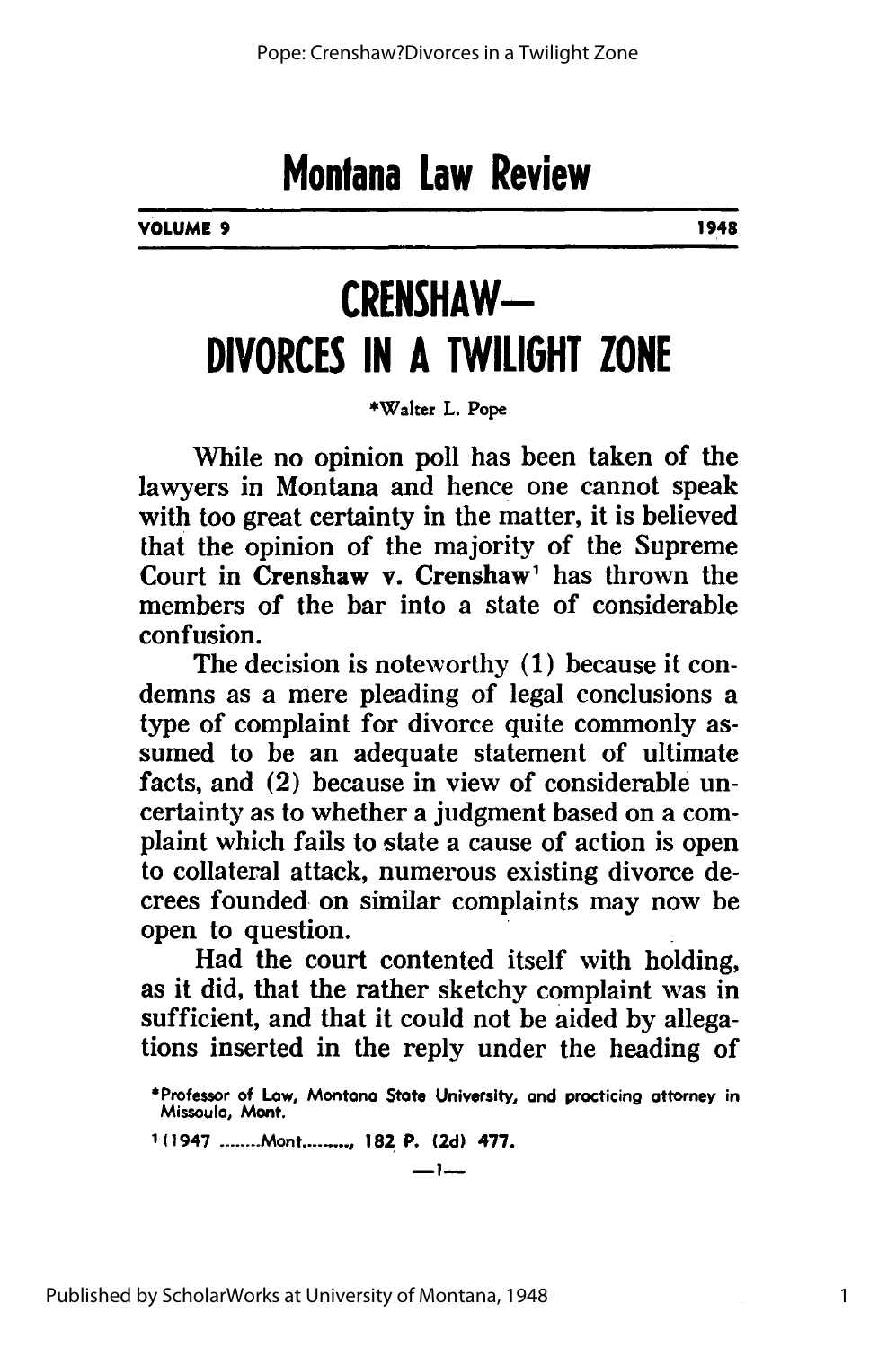# Montana Law Review

**VOLUME 9** **1948**

# CRENSHAW— DIVORCES IN A TWILIGHT ZONE

*Walter L. Pope

While no opinion poll has been taken of the lawyers in Montana and hence one cannot speak with too great certainty in the matter, it is believed that the opinion of the majority of the Supreme Court in **Crenshaw v. Crenshaw**[1] has thrown the members of the bar into a state of considerable confusion.

The decision is noteworthy (1) because it condemns as a mere pleading of legal conclusions a type of complaint for divorce quite commonly assumed to be an adequate statement of ultimate facts, and (2) because in view of considerable uncertainty as to whether a judgment based on a complaint which fails to state a cause of action is open to collateral attack, numerous existing divorce decrees founded on similar complaints may now be open to question.

Had the court contented itself with holding, as it did, that the rather sketchy complaint was in sufficient, and that it could not be aided by allegations inserted in the reply under the heading of

*Professor of Law, Montana State University, and practicing attorney in Missoula, Mont.

[1] (1947 ........Mont........, 182 P. (2d) 477.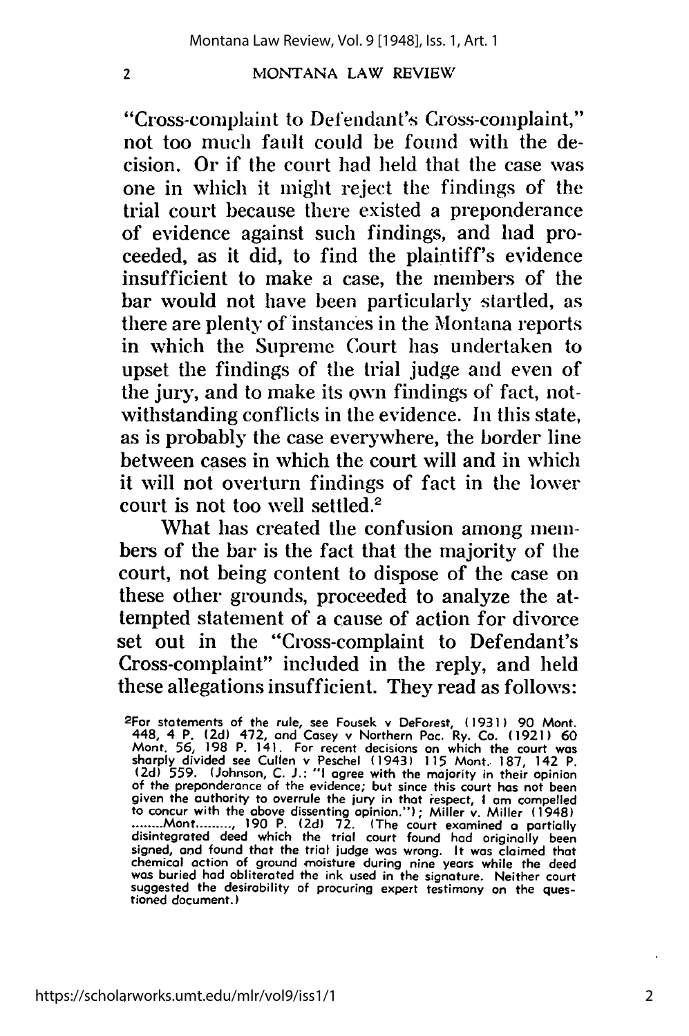"Cross-complaint to Defendant's Cross-complaint," not too much fault could be found with the decision. Or if the court had held that the case was one in which it might reject the findings of the trial court because there existed a preponderance of evidence against such findings, and had proceeded, as it did, to find the plaintiff's evidence insufficient to make a case, the members of the bar would not have been particularly startled, as there are plenty of instances in the Montana reports in which the Supreme Court has undertaken to upset the findings of the trial judge and even of the jury, and to make its own findings of fact, notwithstanding conflicts in the evidence. In this state, as is probably the case everywhere, the border line between cases in which the court will and in which it will not overturn findings of fact in the lower court is not too well settled.[2]

What has created the confusion among members of the bar is the fact that the majority of the court, not being content to dispose of the case on these other grounds, proceeded to analyze the attempted statement of a cause of action for divorce set out in the "Cross-complaint to Defendant's Cross-complaint" included in the reply, and held these allegations insufficient. They read as follows:

[2]For statements of the rule, see Fousek v DeForest, (1931) 90 Mont. 448, 4 P. (2d) 472, and Casey v Northern Pac. Ry. Co. (1921) 60 Mont. 56, 198 P. 141. For recent decisions on which the court was sharply divided see Cullen v Peschel (1943) 115 Mont. 187, 142 P. (2d) 559. (Johnson, C. J.: "I agree with the majority in their opinion of the preponderance of the evidence; but since this court has not been given the authority to overrule the jury in that respect, I am compelled to concur with the above dissenting opinion."); Miller v. Miller (1948) ........Mont........., 190 P. (2d) 72. (The court examined a partially disintegrated deed which the trial court found had originally been signed, and found that the trial judge was wrong. It was claimed that chemical action of ground moisture during nine years while the deed was buried had obliterated the ink used in the signature. Neither court suggested the desirability of procuring expert testimony on the questioned document.)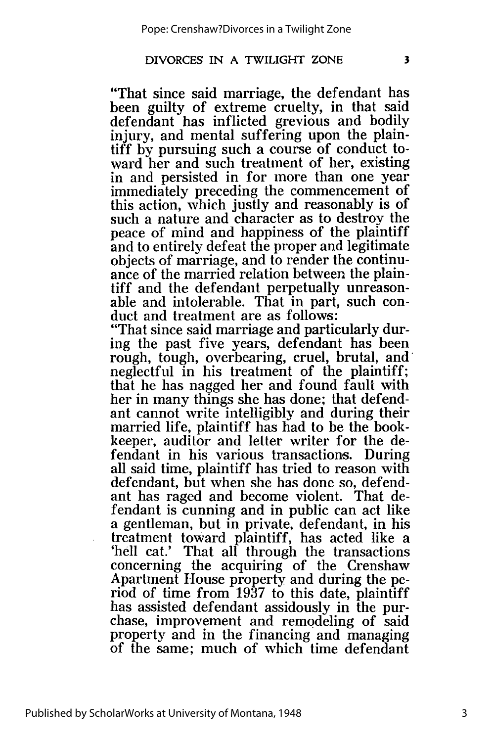"That since said marriage, the defendant has been guilty of extreme cruelty, in that said defendant has inflicted grevious and bodily injury, and mental suffering upon the plaintiff by pursuing such a course of conduct toward her and such treatment of her, existing in and persisted in for more than one year immediately preceding the commencement of this action, which justly and reasonably is of such a nature and character as to destroy the peace of mind and happiness of the plaintiff and to entirely defeat the proper and legitimate objects of marriage, and to render the continuance of the married relation between the plaintiff and the defendant perpetually unreasonable and intolerable. That in part, such conduct and treatment are as follows:

"That since said marriage and particularly during the past five years, defendant has been rough, tough, overbearing, cruel, brutal, and neglectful in his treatment of the plaintiff; that he has nagged her and found fault with her in many things she has done; that defendant cannot write intelligibly and during their married life, plaintiff has had to be the bookkeeper, auditor and letter writer for the defendant in his various transactions. During all said time, plaintiff has tried to reason with defendant, but when she has done so, defendant has raged and become violent. That defendant is cunning and in public can act like a gentleman, but in private, defendant, in his treatment toward plaintiff, has acted like a 'hell cat.' That all through the transactions concerning the acquiring of the Crenshaw Apartment House property and during the period of time from 1937 to this date, plaintiff has assisted defendant assidously in the purchase, improvement and remodeling of said property and in the financing and managing of the same; much of which time defendant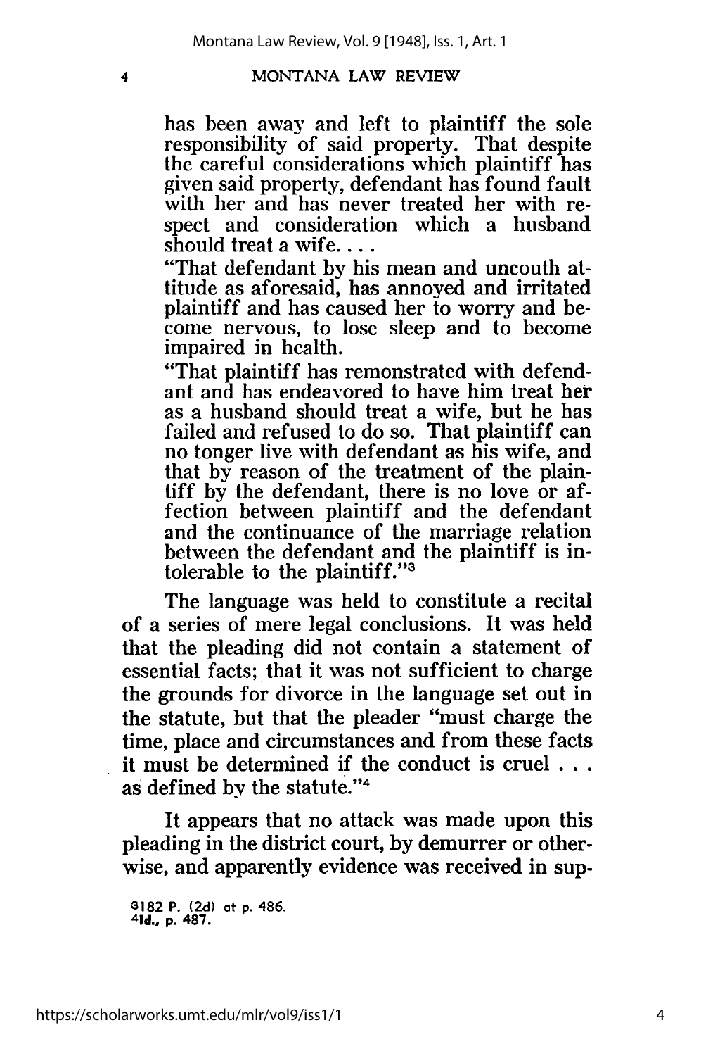has been away and left to plaintiff the sole responsibility of said property. That despite the careful considerations which plaintiff has given said property, defendant has found fault with her and has never treated her with respect and consideration which a husband should treat a wife. . . .

"That defendant by his mean and uncouth attitude as aforesaid, has annoyed and irritated plaintiff and has caused her to worry and become nervous, to lose sleep and to become impaired in health.

"That plaintiff has remonstrated with defendant and has endeavored to have him treat her as a husband should treat a wife, but he has failed and refused to do so. That plaintiff can no longer live with defendant as his wife, and that by reason of the treatment of the plaintiff by the defendant, there is no love or affection between plaintiff and the defendant and the continuance of the marriage relation between the defendant and the plaintiff is intolerable to the plaintiff."[3]

The language was held to constitute a recital of a series of mere legal conclusions. It was held that the pleading did not contain a statement of essential facts; that it was not sufficient to charge the grounds for divorce in the language set out in the statute, but that the pleader "must charge the time, place and circumstances and from these facts it must be determined if the conduct is cruel . . . as defined by the statute."[4]

It appears that no attack was made upon this pleading in the district court, by demurrer or otherwise, and apparently evidence was received in sup-

[3] 182 P. (2d) at p. 486.
[4] Id., p. 487.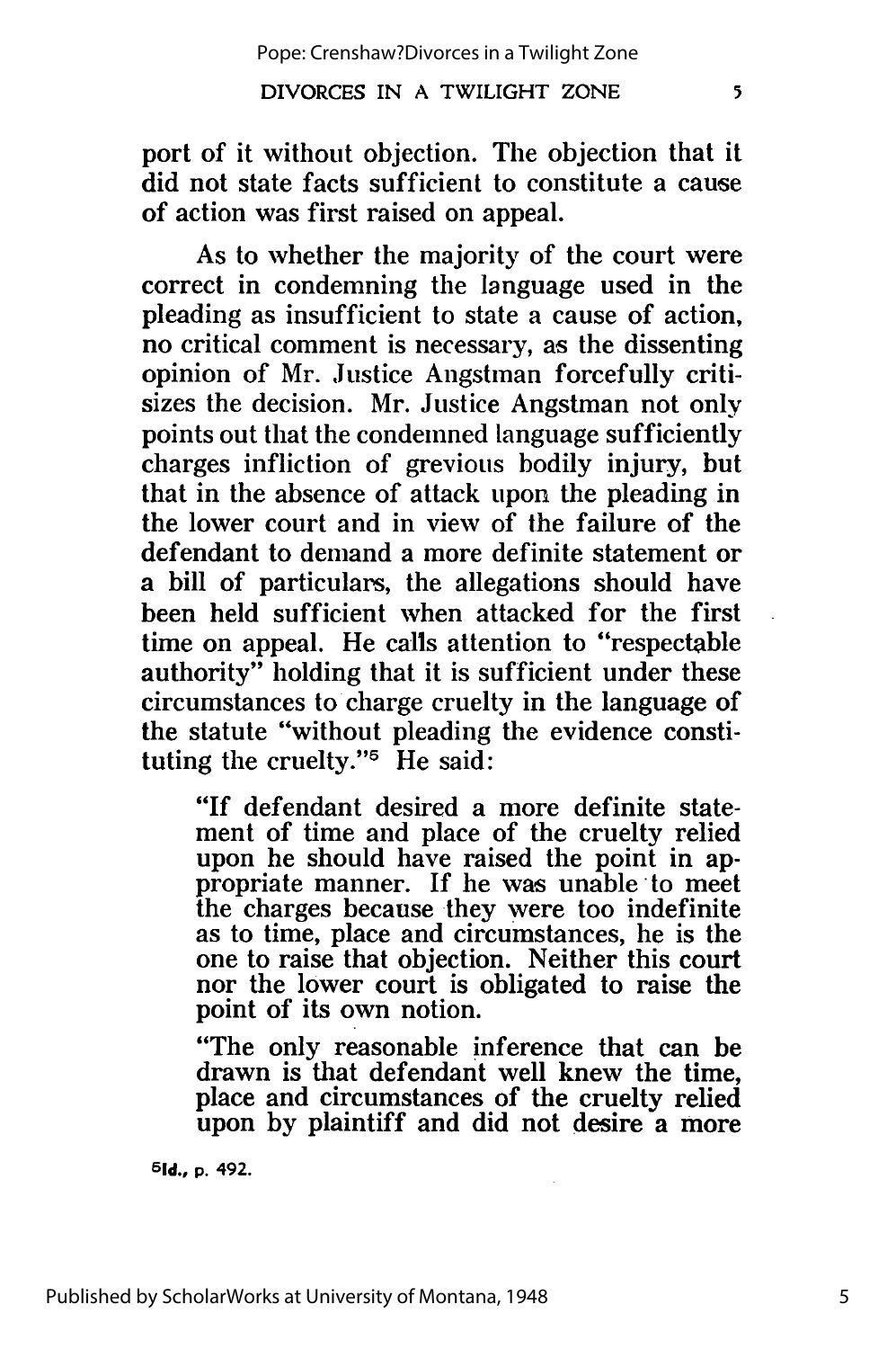port of it without objection. The objection that it did not state facts sufficient to constitute a cause of action was first raised on appeal.

As to whether the majority of the court were correct in condemning the language used in the pleading as insufficient to state a cause of action, no critical comment is necessary, as the dissenting opinion of Mr. Justice Angstman forcefully critisizes the decision. Mr. Justice Angstman not only points out that the condemned language sufficiently charges infliction of grevious bodily injury, but that in the absence of attack upon the pleading in the lower court and in view of the failure of the defendant to demand a more definite statement or a bill of particulars, the allegations should have been held sufficient when attacked for the first time on appeal. He calls attention to "respectable authority" holding that it is sufficient under these circumstances to charge cruelty in the language of the statute "without pleading the evidence constituting the cruelty."[5] He said:

> "If defendant desired a more definite statement of time and place of the cruelty relied upon he should have raised the point in appropriate manner. If he was unable to meet the charges because they were too indefinite as to time, place and circumstances, he is the one to raise that objection. Neither this court nor the lower court is obligated to raise the point of its own notion.
>
> "The only reasonable inference that can be drawn is that defendant well knew the time, place and circumstances of the cruelty relied upon by plaintiff and did not desire a more

[5] Id., p. 492.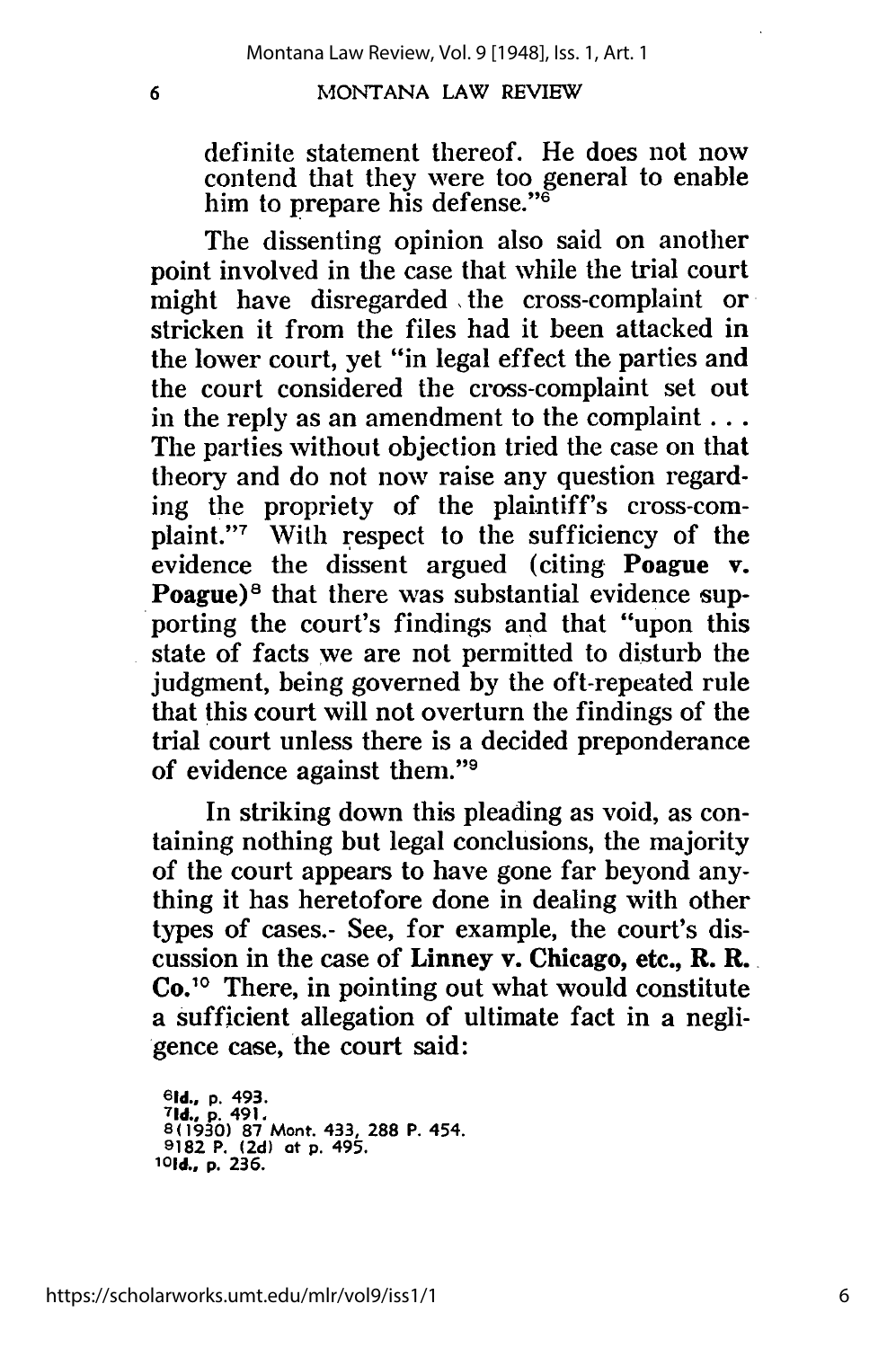definite statement thereof. He does not now contend that they were too general to enable him to prepare his defense."[6]

The dissenting opinion also said on another point involved in the case that while the trial court might have disregarded the cross-complaint or stricken it from the files had it been attacked in the lower court, yet "in legal effect the parties and the court considered the cross-complaint set out in the reply as an amendment to the complaint . . . The parties without objection tried the case on that theory and do not now raise any question regarding the propriety of the plaintiff's cross-complaint."[7] With respect to the sufficiency of the evidence the dissent argued (citing **Poague v. Poague**)[8] that there was substantial evidence supporting the court's findings and that "upon this state of facts we are not permitted to disturb the judgment, being governed by the oft-repeated rule that this court will not overturn the findings of the trial court unless there is a decided preponderance of evidence against them."[9]

In striking down this pleading as void, as containing nothing but legal conclusions, the majority of the court appears to have gone far beyond anything it has heretofore done in dealing with other types of cases. See, for example, the court's discussion in the case of **Linney v. Chicago, etc., R. R. Co.**[10] There, in pointing out what would constitute a sufficient allegation of ultimate fact in a negligence case, the court said:

[6]**Id.**, p. 493.
[7]**Id.**, p. 491.
[8](1930) 87 Mont. 433, 288 P. 454.
[9]182 P. (2d) at p. 495.
[10]**Id.**, p. 236.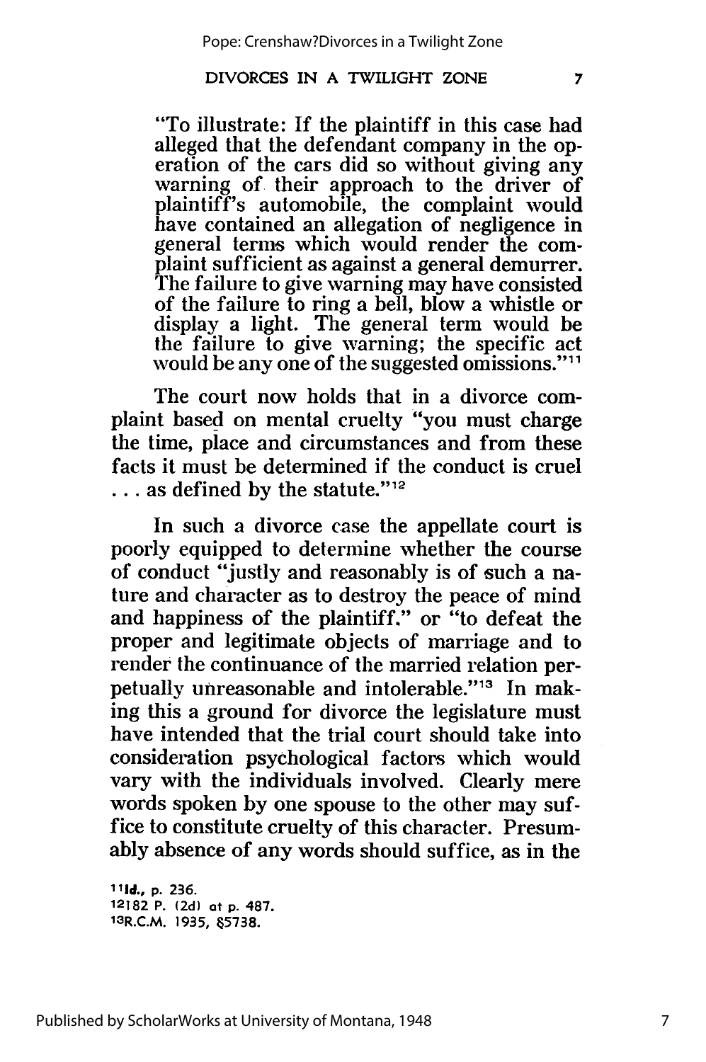"To illustrate: If the plaintiff in this case had alleged that the defendant company in the operation of the cars did so without giving any warning of their approach to the driver of plaintiff's automobile, the complaint would have contained an allegation of negligence in general terms which would render the complaint sufficient as against a general demurrer. The failure to give warning may have consisted of the failure to ring a bell, blow a whistle or display a light. The general term would be the failure to give warning; the specific act would be any one of the suggested omissions."[11]

The court now holds that in a divorce complaint based on mental cruelty "you must charge the time, place and circumstances and from these facts it must be determined if the conduct is cruel . . . as defined by the statute."[12]

In such a divorce case the appellate court is poorly equipped to determine whether the course of conduct "justly and reasonably is of such a nature and character as to destroy the peace of mind and happiness of the plaintiff." or "to defeat the proper and legitimate objects of marriage and to render the continuance of the married relation perpetually unreasonable and intolerable."[13] In making this a ground for divorce the legislature must have intended that the trial court should take into consideration psychological factors which would vary with the individuals involved. Clearly mere words spoken by one spouse to the other may suffice to constitute cruelty of this character. Presumably absence of any words should suffice, as in the

[11] *Id.*, p. 236.
[12] 182 P. (2d) at p. 487.
[13] R.C.M. 1935, §5738.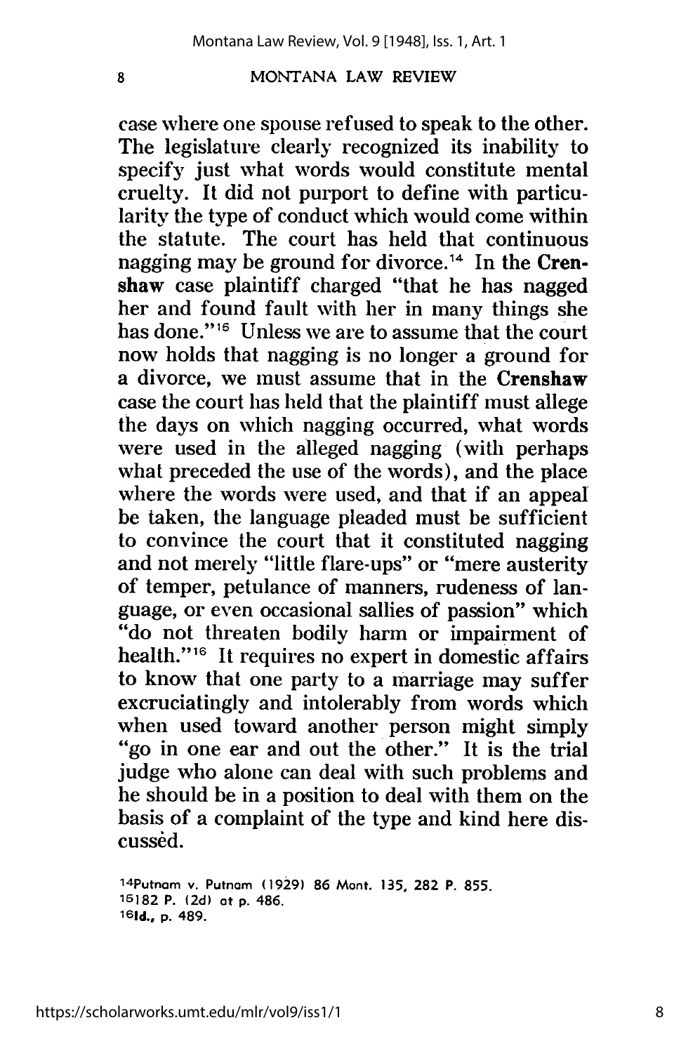case where one spouse refused to speak to the other. The legislature clearly recognized its inability to specify just what words would constitute mental cruelty. It did not purport to define with particularity the type of conduct which would come within the statute. The court has held that continuous nagging may be ground for divorce.[14] In the **Crenshaw** case plaintiff charged "that he has nagged her and found fault with her in many things she has done."[15] Unless we are to assume that the court now holds that nagging is no longer a ground for a divorce, we must assume that in the **Crenshaw** case the court has held that the plaintiff must allege the days on which nagging occurred, what words were used in the alleged nagging (with perhaps what preceded the use of the words), and the place where the words were used, and that if an appeal be taken, the language pleaded must be sufficient to convince the court that it constituted nagging and not merely "little flare-ups" or "mere austerity of temper, petulance of manners, rudeness of language, or even occasional sallies of passion" which "do not threaten bodily harm or impairment of health."[16] It requires no expert in domestic affairs to know that one party to a marriage may suffer excruciatingly and intolerably from words which when used toward another person might simply "go in one ear and out the other." It is the trial judge who alone can deal with such problems and he should be in a position to deal with them on the basis of a complaint of the type and kind here discussed.

[14]Putnam v. Putnam (1929) 86 Mont. 135, 282 P. 855.
[15]182 P. (2d) at p. 486.
[16]**Id.**, p. 489.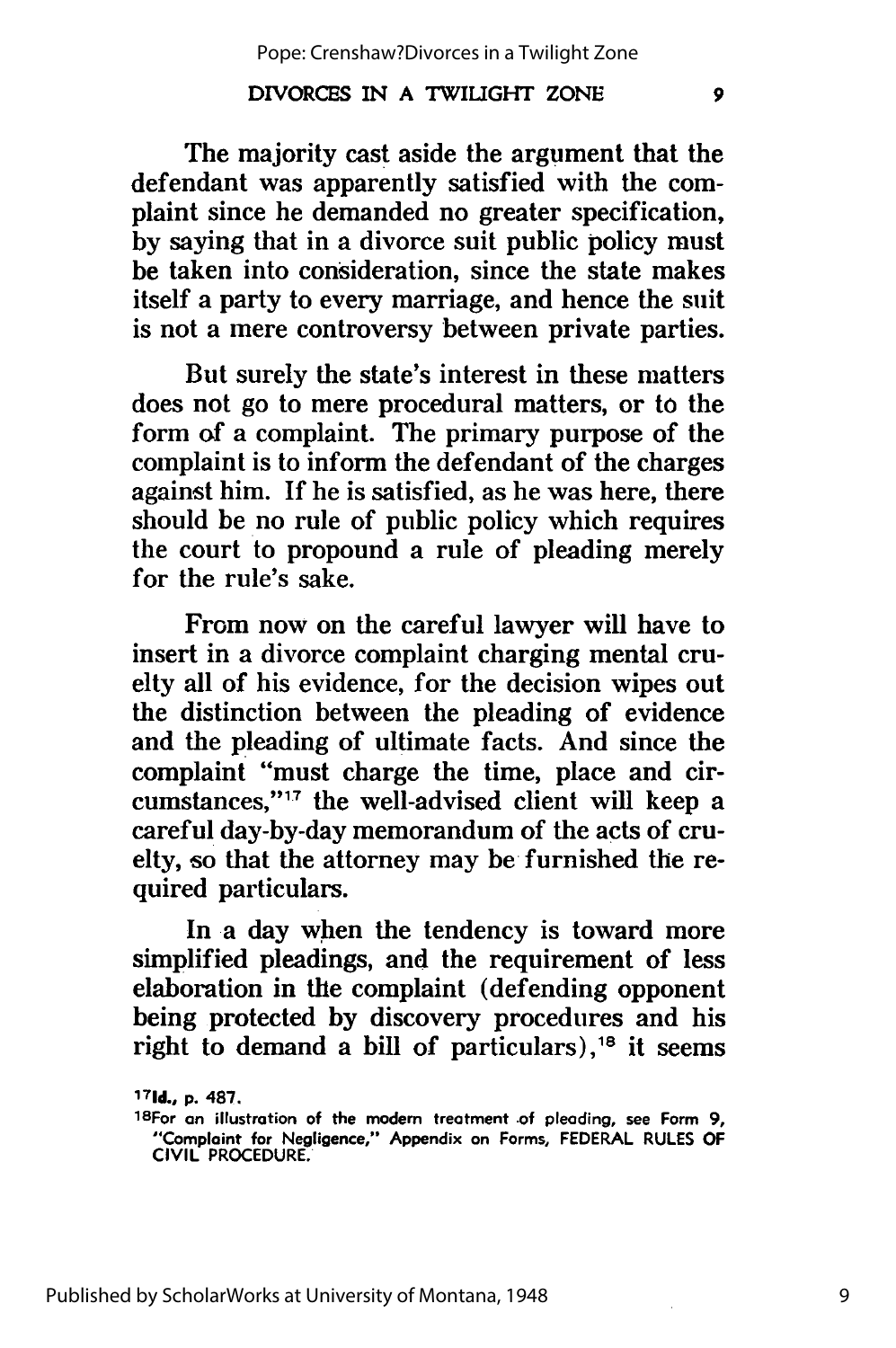The majority cast aside the argument that the defendant was apparently satisfied with the complaint since he demanded no greater specification, by saying that in a divorce suit public policy must be taken into consideration, since the state makes itself a party to every marriage, and hence the suit is not a mere controversy between private parties.

But surely the state's interest in these matters does not go to mere procedural matters, or to the form of a complaint. The primary purpose of the complaint is to inform the defendant of the charges against him. If he is satisfied, as he was here, there should be no rule of public policy which requires the court to propound a rule of pleading merely for the rule's sake.

From now on the careful lawyer will have to insert in a divorce complaint charging mental cruelty all of his evidence, for the decision wipes out the distinction between the pleading of evidence and the pleading of ultimate facts. And since the complaint "must charge the time, place and circumstances,"[17] the well-advised client will keep a careful day-by-day memorandum of the acts of cruelty, so that the attorney may be furnished the required particulars.

In a day when the tendency is toward more simplified pleadings, and the requirement of less elaboration in the complaint (defending opponent being protected by discovery procedures and his right to demand a bill of particulars),[18] it seems

---

[17] **Id.,** p. 487.

[18] For an illustration of the modern treatment of pleading, see Form 9, "Complaint for Negligence," Appendix on Forms, FEDERAL RULES OF CIVIL PROCEDURE.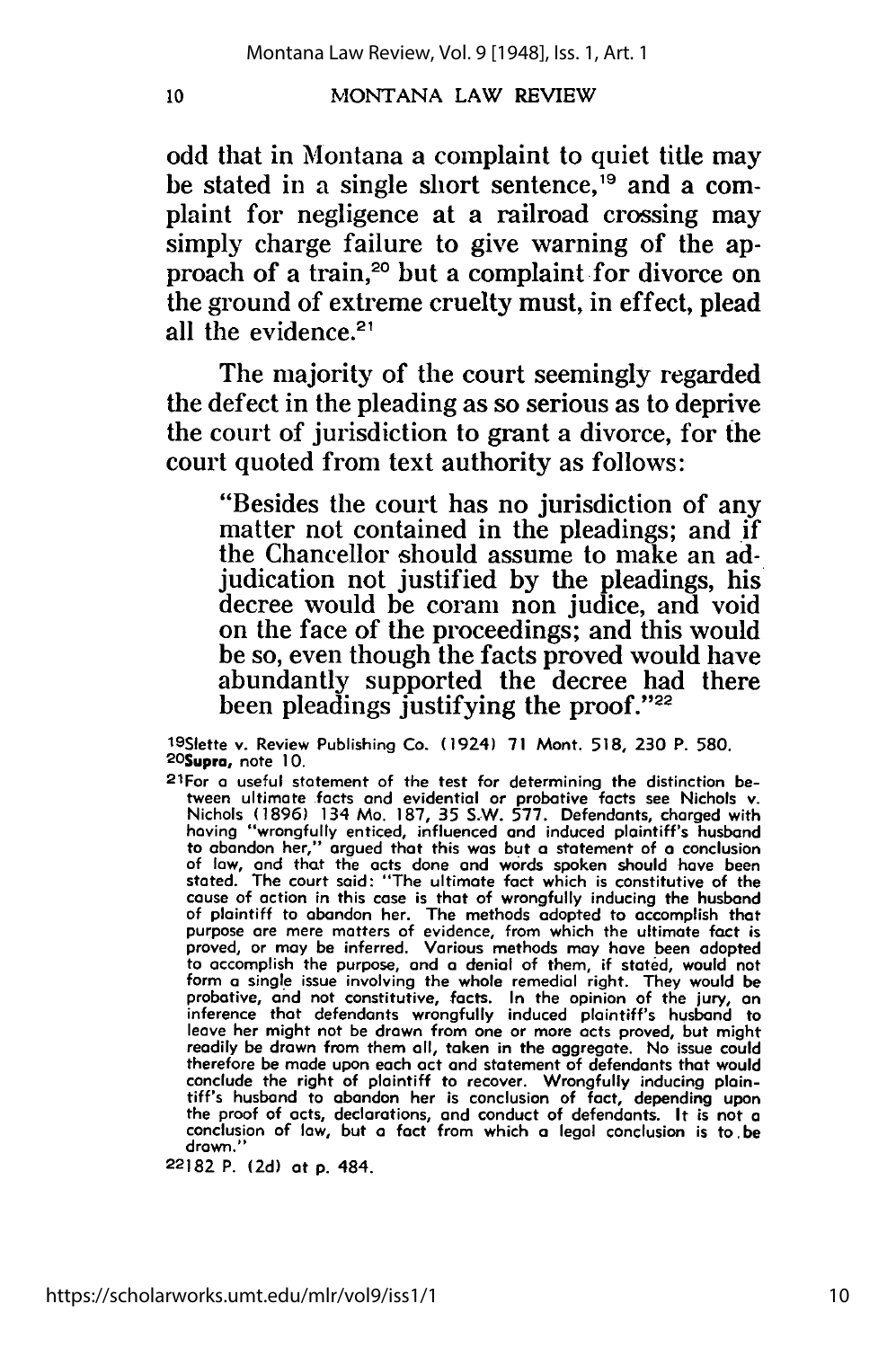odd that in Montana a complaint to quiet title may be stated in a single short sentence,[19] and a complaint for negligence at a railroad crossing may simply charge failure to give warning of the approach of a train,[20] but a complaint for divorce on the ground of extreme cruelty must, in effect, plead all the evidence.[21]

The majority of the court seemingly regarded the defect in the pleading as so serious as to deprive the court of jurisdiction to grant a divorce, for the court quoted from text authority as follows:

> "Besides the court has no jurisdiction of any matter not contained in the pleadings; and if the Chancellor should assume to make an adjudication not justified by the pleadings, his decree would be coram non judice, and void on the face of the proceedings; and this would be so, even though the facts proved would have abundantly supported the decree had there been pleadings justifying the proof."[22]

---

[19] Slette v. Review Publishing Co. (1924) 71 Mont. 518, 230 P. 580.

[20] **Supra**, note 10.

[21] For a useful statement of the test for determining the distinction between ultimate facts and evidential or probative facts see Nichols v. Nichols (1896) 134 Mo. 187, 35 S.W. 577. Defendants, charged with having "wrongfully enticed, influenced and induced plaintiff's husband to abandon her," argued that this was but a statement of a conclusion of law, and that the acts done and words spoken should have been stated. The court said: "The ultimate fact which is constitutive of the cause of action in this case is that of wrongfully inducing the husband of plaintiff to abandon her. The methods adopted to accomplish that purpose are mere matters of evidence, from which the ultimate fact is proved, or may be inferred. Various methods may have been adopted to accomplish the purpose, and a denial of them, if stated, would not form a single issue involving the whole remedial right. They would be probative, and not constitutive, facts. In the opinion of the jury, an inference that defendants wrongfully induced plaintiff's husband to leave her might not be drawn from one or more acts proved, but might readily be drawn from them all, taken in the aggregate. No issue could therefore be made upon each act and statement of defendants that would conclude the right of plaintiff to recover. Wrongfully inducing plaintiff's husband to abandon her is conclusion of fact, depending upon the proof of acts, declarations, and conduct of defendants. It is not a conclusion of law, but a fact from which a legal conclusion is to be drawn."

[22] 182 P. (2d) at p. 484.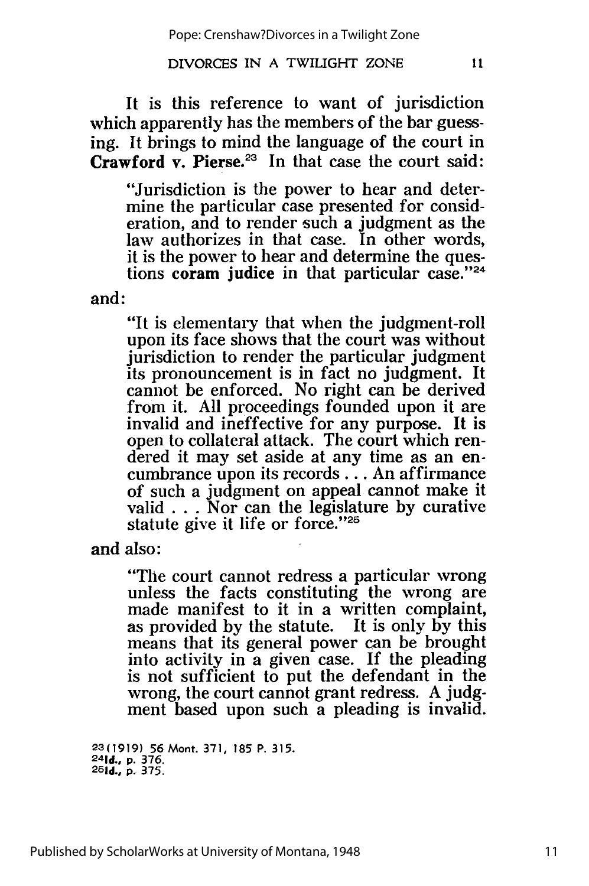It is this reference to want of jurisdiction which apparently has the members of the bar guessing. It brings to mind the language of the court in **Crawford v. Pierse.**[23] In that case the court said:

> "Jurisdiction is the power to hear and determine the particular case presented for consideration, and to render such a judgment as the law authorizes in that case. In other words, it is the power to hear and determine the questions **coram judice** in that particular case."[24]

and:

> "It is elementary that when the judgment-roll upon its face shows that the court was without jurisdiction to render the particular judgment its pronouncement is in fact no judgment. It cannot be enforced. No right can be derived from it. All proceedings founded upon it are invalid and ineffective for any purpose. It is open to collateral attack. The court which rendered it may set aside at any time as an encumbrance upon its records . . . An affirmance of such a judgment on appeal cannot make it valid . . . Nor can the legislature by curative statute give it life or force."[25]

and also:

> "The court cannot redress a particular wrong unless the facts constituting the wrong are made manifest to it in a written complaint, as provided by the statute. It is only by this means that its general power can be brought into activity in a given case. If the pleading is not sufficient to put the defendant in the wrong, the court cannot grant redress. A judgment based upon such a pleading is invalid.

[23](1919) 56 Mont. 371, 185 P. 315.
[24]**Id.**, p. 376.
[25]**Id.**, p. 375.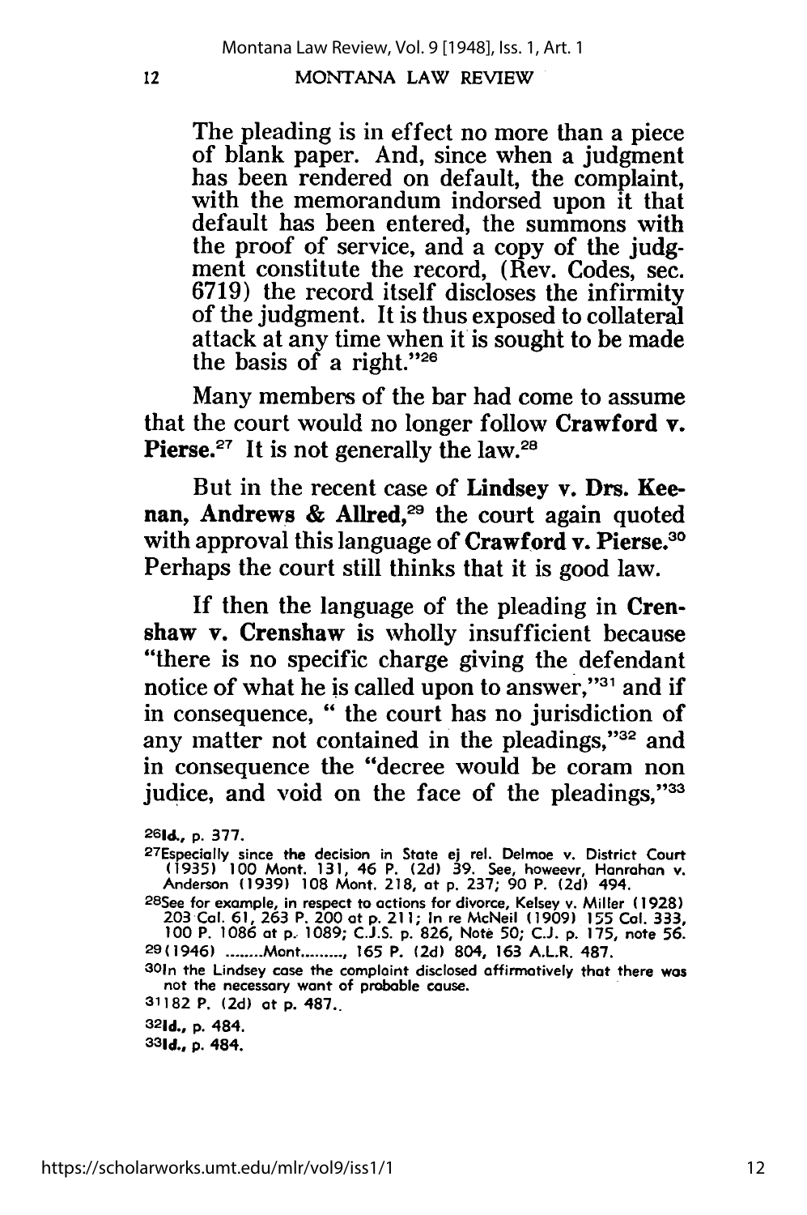The pleading is in effect no more than a piece of blank paper. And, since when a judgment has been rendered on default, the complaint, with the memorandum indorsed upon it that default has been entered, the summons with the proof of service, and a copy of the judgment constitute the record, (Rev. Codes, sec. 6719) the record itself discloses the infirmity of the judgment. It is thus exposed to collateral attack at any time when it is sought to be made the basis of a right."[26]

Many members of the bar had come to assume that the court would no longer follow **Crawford v. Pierse.**[27] It is not generally the law.[28]

But in the recent case of **Lindsey v. Drs. Keenan, Andrews & Allred,**[29] the court again quoted with approval this language of **Crawford v. Pierse.**[30] Perhaps the court still thinks that it is good law.

If then the language of the pleading in **Crenshaw v. Crenshaw** is wholly insufficient because "there is no specific charge giving the defendant notice of what he is called upon to answer,"[31] and if in consequence, " the court has no jurisdiction of any matter not contained in the pleadings,"[32] and in consequence the "decree would be coram non judice, and void on the face of the pleadings,"[33]

---

[26]**Id.**, p. 377.

[27]Especially since the decision in State ej rel. Delmoe v. District Court (1935) 100 Mont. 131, 46 P. (2d) 39. See, howeevr, Hanrahan v. Anderson (1939) 108 Mont. 218, at p. 237; 90 P. (2d) 494.

[28]See for example, in respect to actions for divorce, Kelsey v. Miller (1928) 203 Cal. 61, 263 P. 200 at p. 211; In re McNeil (1909) 155 Cal. 333, 100 P. 1086 at p. 1089; C.J.S. p. 826, Note 50; C.J. p. 175, note 56.

[29](1946) ........Mont........., 165 P. (2d) 804, 163 A.L.R. 487.

[30]In the Lindsey case the complaint disclosed affirmatively that there was not the necessary want of probable cause.

[31]182 P. (2d) at p. 487.

[32]**Id.**, p. 484.

[33]**Id.**, p. 484.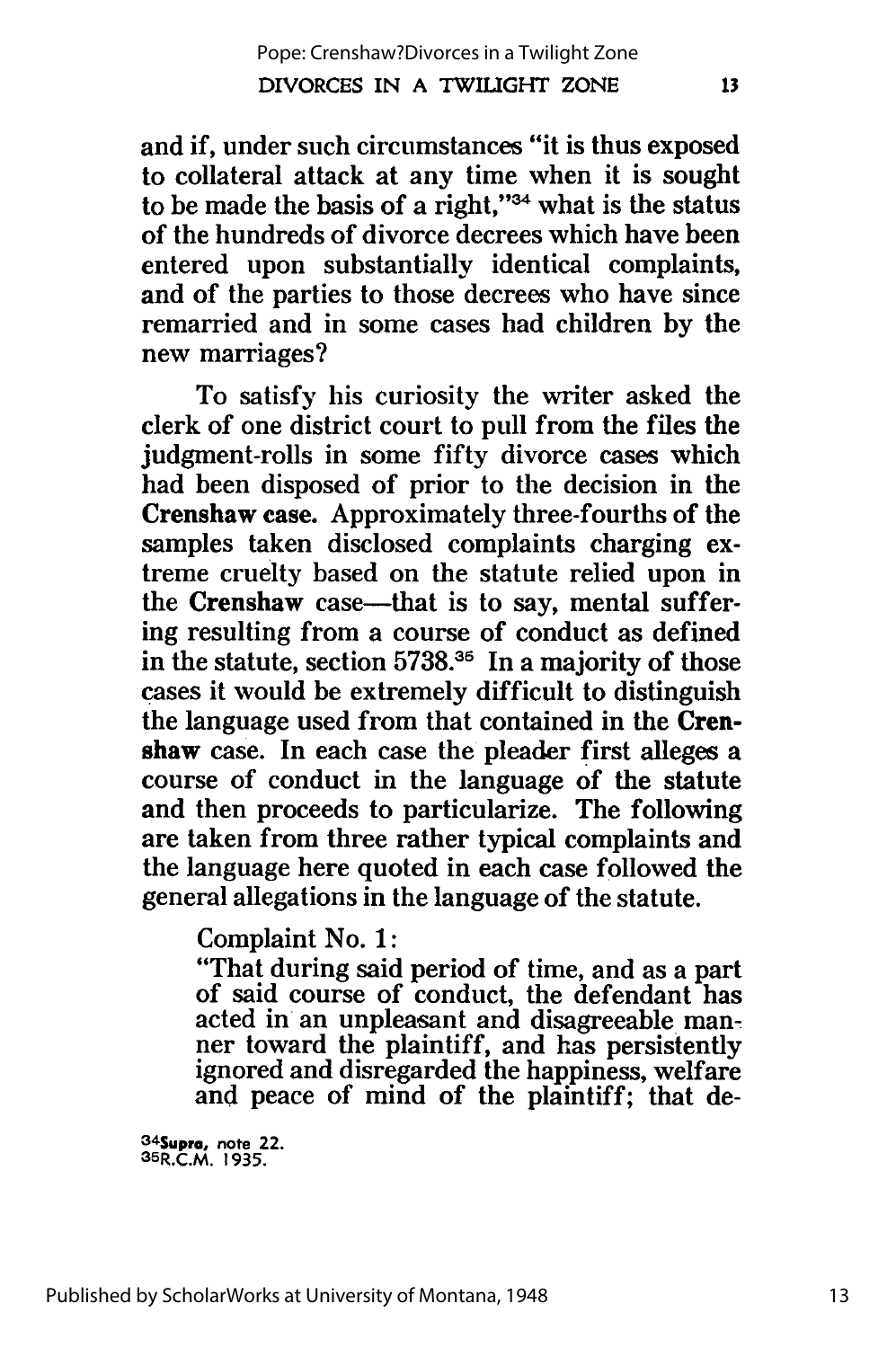and if, under such circumstances "it is thus exposed to collateral attack at any time when it is sought to be made the basis of a right,"[34] what is the status of the hundreds of divorce decrees which have been entered upon substantially identical complaints, and of the parties to those decrees who have since remarried and in some cases had children by the new marriages?

To satisfy his curiosity the writer asked the clerk of one district court to pull from the files the judgment-rolls in some fifty divorce cases which had been disposed of prior to the decision in the **Crenshaw case.** Approximately three-fourths of the samples taken disclosed complaints charging extreme cruelty based on the statute relied upon in the **Crenshaw** case—that is to say, mental suffering resulting from a course of conduct as defined in the statute, section 5738.[35] In a majority of those cases it would be extremely difficult to distinguish the language used from that contained in the **Crenshaw** case. In each case the pleader first alleges a course of conduct in the language of the statute and then proceeds to particularize. The following are taken from three rather typical complaints and the language here quoted in each case followed the general allegations in the language of the statute.

> Complaint No. 1:
>
> "That during said period of time, and as a part of said course of conduct, the defendant has acted in an unpleasant and disagreeable manner toward the plaintiff, and has persistently ignored and disregarded the happiness, welfare and peace of mind of the plaintiff; that de-

[34] ***Supra,*** note 22.
[35] R.C.M. 1935.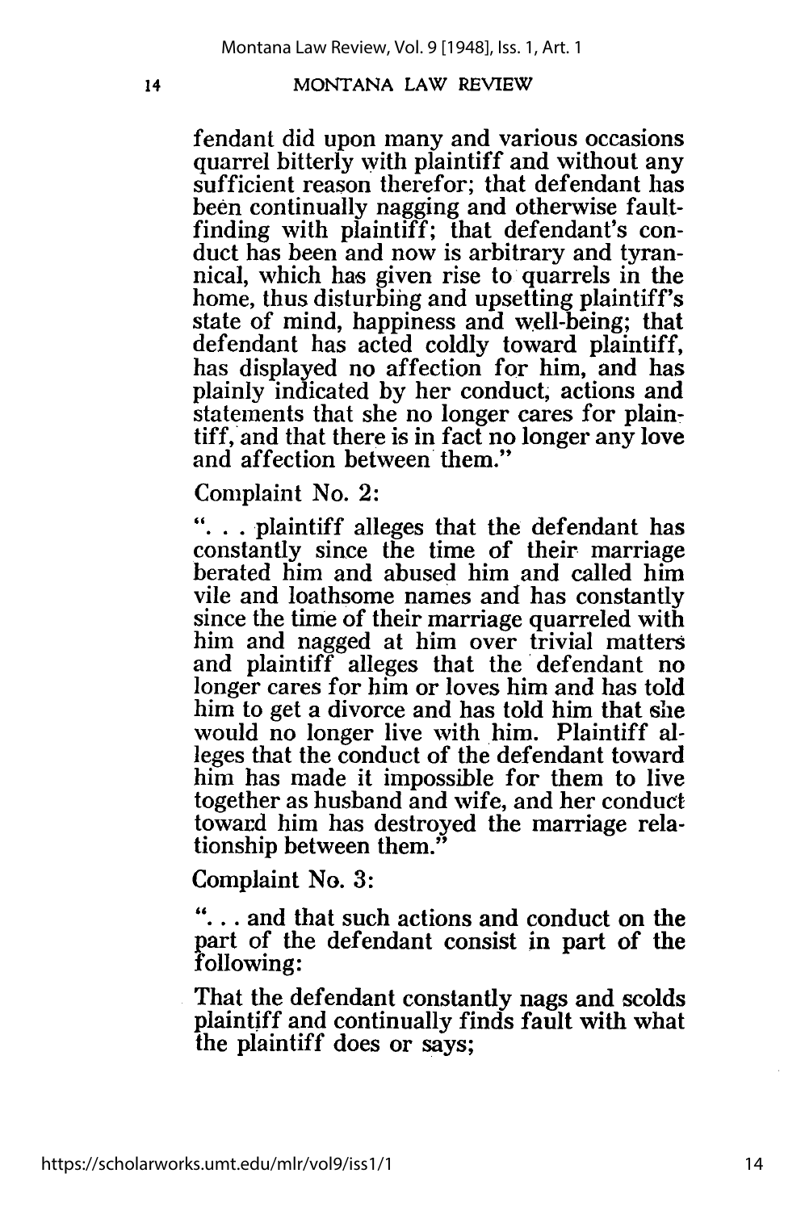fendant did upon many and various occasions quarrel bitterly with plaintiff and without any sufficient reason therefor; that defendant has been continually nagging and otherwise fault-finding with plaintiff; that defendant's conduct has been and now is arbitrary and tyrannical, which has given rise to quarrels in the home, thus disturbing and upsetting plaintiff's state of mind, happiness and well-being; that defendant has acted coldly toward plaintiff, has displayed no affection for him, and has plainly indicated by her conduct, actions and statements that she no longer cares for plaintiff, and that there is in fact no longer any love and affection between them."

Complaint No. 2:

". . . plaintiff alleges that the defendant has constantly since the time of their marriage berated him and abused him and called him vile and loathsome names and has constantly since the time of their marriage quarreled with him and nagged at him over trivial matters and plaintiff alleges that the defendant no longer cares for him or loves him and has told him to get a divorce and has told him that she would no longer live with him. Plaintiff alleges that the conduct of the defendant toward him has made it impossible for them to live together as husband and wife, and her conduct toward him has destroyed the marriage relationship between them."

Complaint No. 3:

". . . and that such actions and conduct on the part of the defendant consist in part of the following:

That the defendant constantly nags and scolds plaintiff and continually finds fault with what the plaintiff does or says;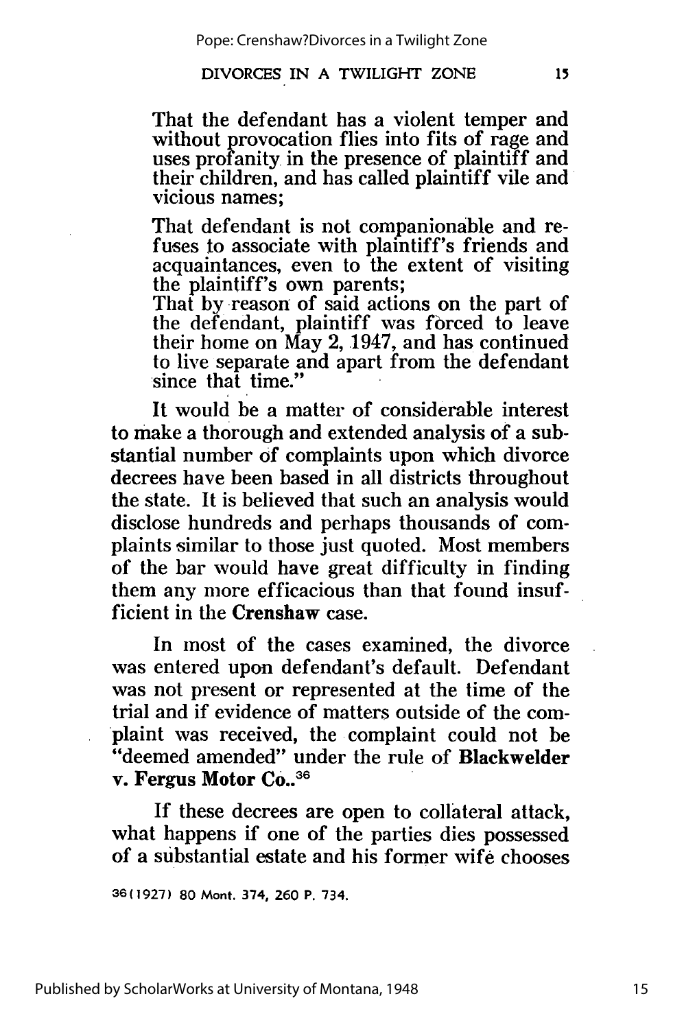That the defendant has a violent temper and without provocation flies into fits of rage and uses profanity in the presence of plaintiff and their children, and has called plaintiff vile and vicious names;

That defendant is not companionable and refuses to associate with plaintiff's friends and acquaintances, even to the extent of visiting the plaintiff's own parents;

That by reason of said actions on the part of the defendant, plaintiff was forced to leave their home on May 2, 1947, and has continued to live separate and apart from the defendant since that time."

It would be a matter of considerable interest to make a thorough and extended analysis of a substantial number of complaints upon which divorce decrees have been based in all districts throughout the state. It is believed that such an analysis would disclose hundreds and perhaps thousands of complaints similar to those just quoted. Most members of the bar would have great difficulty in finding them any more efficacious than that found insufficient in the **Crenshaw** case.

In most of the cases examined, the divorce was entered upon defendant's default. Defendant was not present or represented at the time of the trial and if evidence of matters outside of the complaint was received, the complaint could not be "deemed amended" under the rule of **Blackwelder v. Fergus Motor Co.**.[36]

If these decrees are open to collateral attack, what happens if one of the parties dies possessed of a substantial estate and his former wife chooses

[36] (1927) 80 Mont. 374, 260 P. 734.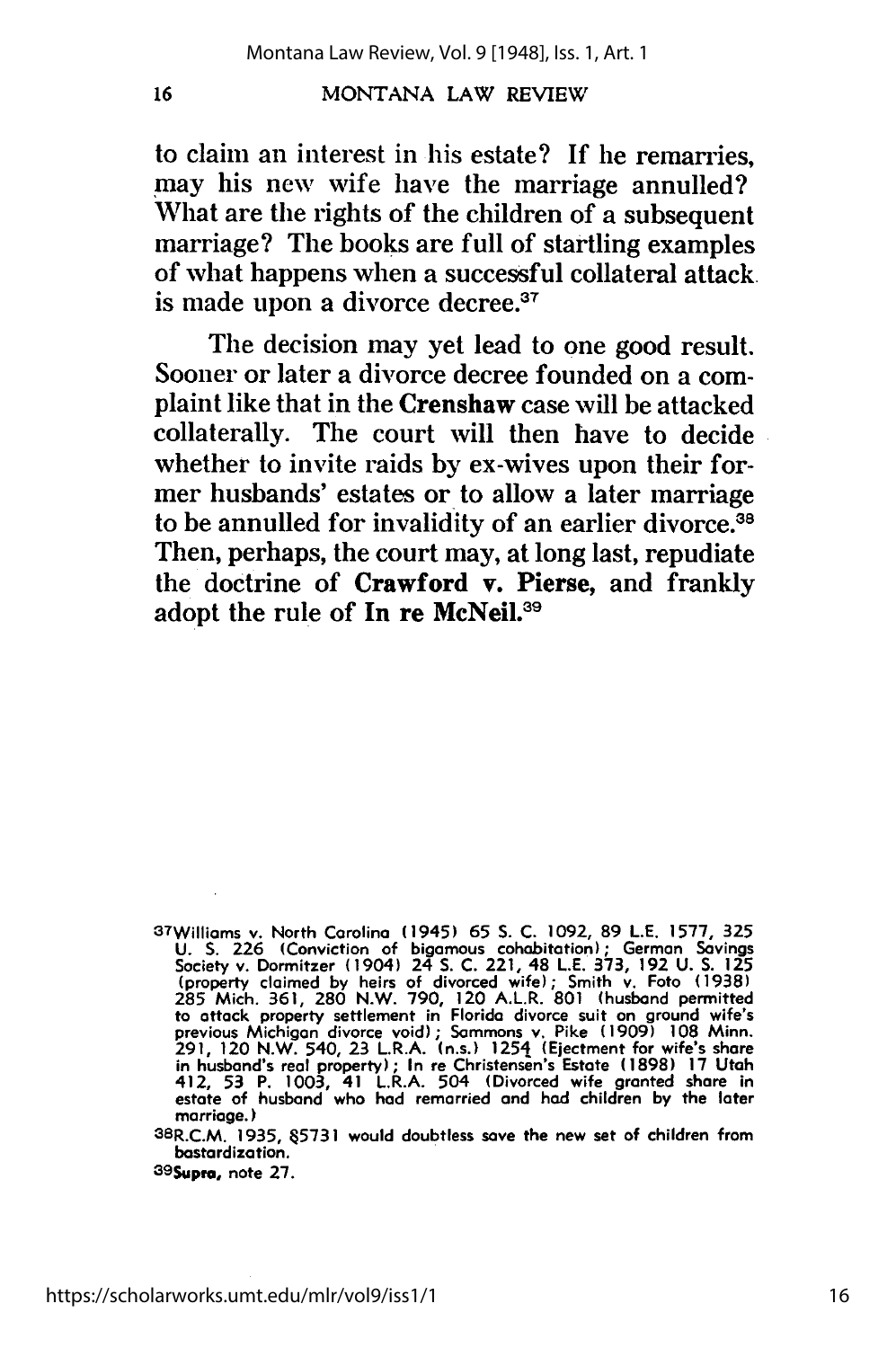to claim an interest in his estate? If he remarries, may his new wife have the marriage annulled? What are the rights of the children of a subsequent marriage? The books are full of startling examples of what happens when a successful collateral attack is made upon a divorce decree.[37]

The decision may yet lead to one good result. Sooner or later a divorce decree founded on a complaint like that in the **Crenshaw** case will be attacked collaterally. The court will then have to decide whether to invite raids by ex-wives upon their former husbands' estates or to allow a later marriage to be annulled for invalidity of an earlier divorce.[38] Then, perhaps, the court may, at long last, repudiate the doctrine of **Crawford v. Pierse,** and frankly adopt the rule of **In re McNeil.**[39]

---

[37]Williams v. North Carolina (1945) 65 S. C. 1092, 89 L.E. 1577, 325 U. S. 226 (Conviction of bigamous cohabitation); German Savings Society v. Dormitzer (1904) 24 S. C. 221, 48 L.E. 373, 192 U. S. 125 (property claimed by heirs of divorced wife); Smith v. Foto (1938) 285 Mich. 361, 280 N.W. 790, 120 A.L.R. 801 (husband permitted to attack property settlement in Florida divorce suit on ground wife's previous Michigan divorce void); Sammons v. Pike (1909) 108 Minn. 291, 120 N.W. 540, 23 L.R.A. (n.s.) 1254 (Ejectment for wife's share in husband's real property); In re Christensen's Estate (1898) 17 Utah 412, 53 P. 1003, 41 L.R.A. 504 (Divorced wife granted share in estate of husband who had remarried and had children by the later marriage.)

[38]R.C.M. 1935, §5731 would doubtless save the new set of children from bastardization.

[39]**Supra,** note 27.